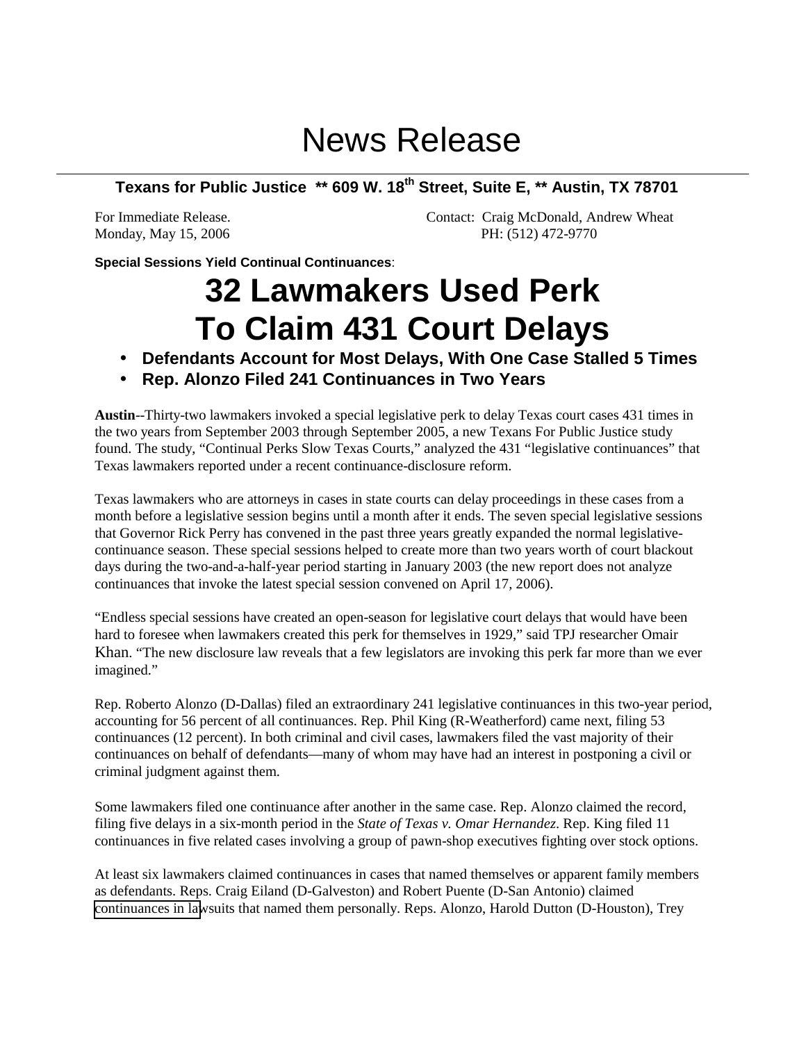# News Release

**Texans for Public Justice ** 609 W. 18th Street, Suite E, ** Austin, TX 78701**

For Immediate Release.
Monday, May 15, 2006

Contact: Craig McDonald, Andrew Wheat
PH: (512) 472-9770

**Special Sessions Yield Continual Continuances**:

# 32 Lawmakers Used Perk To Claim 431 Court Delays

- **Defendants Account for Most Delays, With One Case Stalled 5 Times**
- **Rep. Alonzo Filed 241 Continuances in Two Years**

**Austin**--Thirty-two lawmakers invoked a special legislative perk to delay Texas court cases 431 times in the two years from September 2003 through September 2005, a new Texans For Public Justice study found. The study, "Continual Perks Slow Texas Courts," analyzed the 431 "legislative continuances" that Texas lawmakers reported under a recent continuance-disclosure reform.

Texas lawmakers who are attorneys in cases in state courts can delay proceedings in these cases from a month before a legislative session begins until a month after it ends. The seven special legislative sessions that Governor Rick Perry has convened in the past three years greatly expanded the normal legislative-continuance season. These special sessions helped to create more than two years worth of court blackout days during the two-and-a-half-year period starting in January 2003 (the new report does not analyze continuances that invoke the latest special session convened on April 17, 2006).

"Endless special sessions have created an open-season for legislative court delays that would have been hard to foresee when lawmakers created this perk for themselves in 1929," said TPJ researcher Omair Khan. "The new disclosure law reveals that a few legislators are invoking this perk far more than we ever imagined."

Rep. Roberto Alonzo (D-Dallas) filed an extraordinary 241 legislative continuances in this two-year period, accounting for 56 percent of all continuances. Rep. Phil King (R-Weatherford) came next, filing 53 continuances (12 percent). In both criminal and civil cases, lawmakers filed the vast majority of their continuances on behalf of defendants—many of whom may have had an interest in postponing a civil or criminal judgment against them.

Some lawmakers filed one continuance after another in the same case. Rep. Alonzo claimed the record, filing five delays in a six-month period in the *State of Texas v. Omar Hernandez*. Rep. King filed 11 continuances in five related cases involving a group of pawn-shop executives fighting over stock options.

At least six lawmakers claimed continuances in cases that named themselves or apparent family members as defendants. Reps. Craig Eiland (D-Galveston) and Robert Puente (D-San Antonio) claimed continuances in lawsuits that named them personally. Reps. Alonzo, Harold Dutton (D-Houston), Trey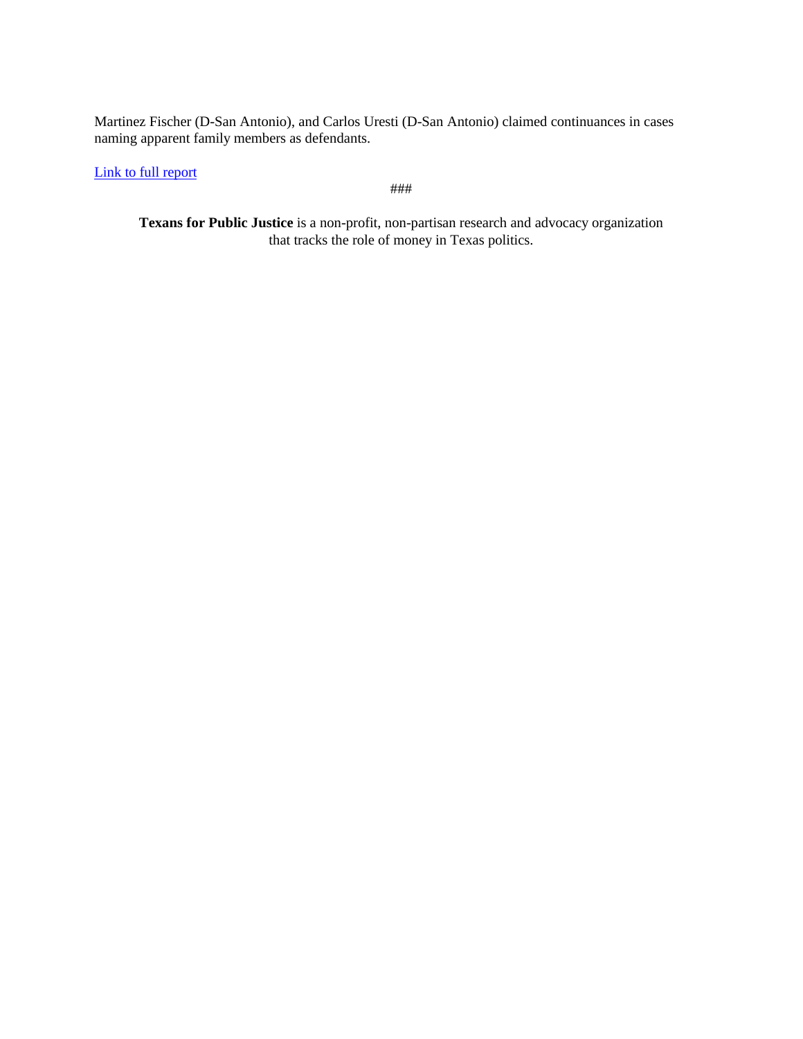Martinez Fischer (D-San Antonio), and Carlos Uresti (D-San Antonio) claimed continuances in cases naming apparent family members as defendants.

Link to full report

###

**Texans for Public Justice** is a non-profit, non-partisan research and advocacy organization that tracks the role of money in Texas politics.